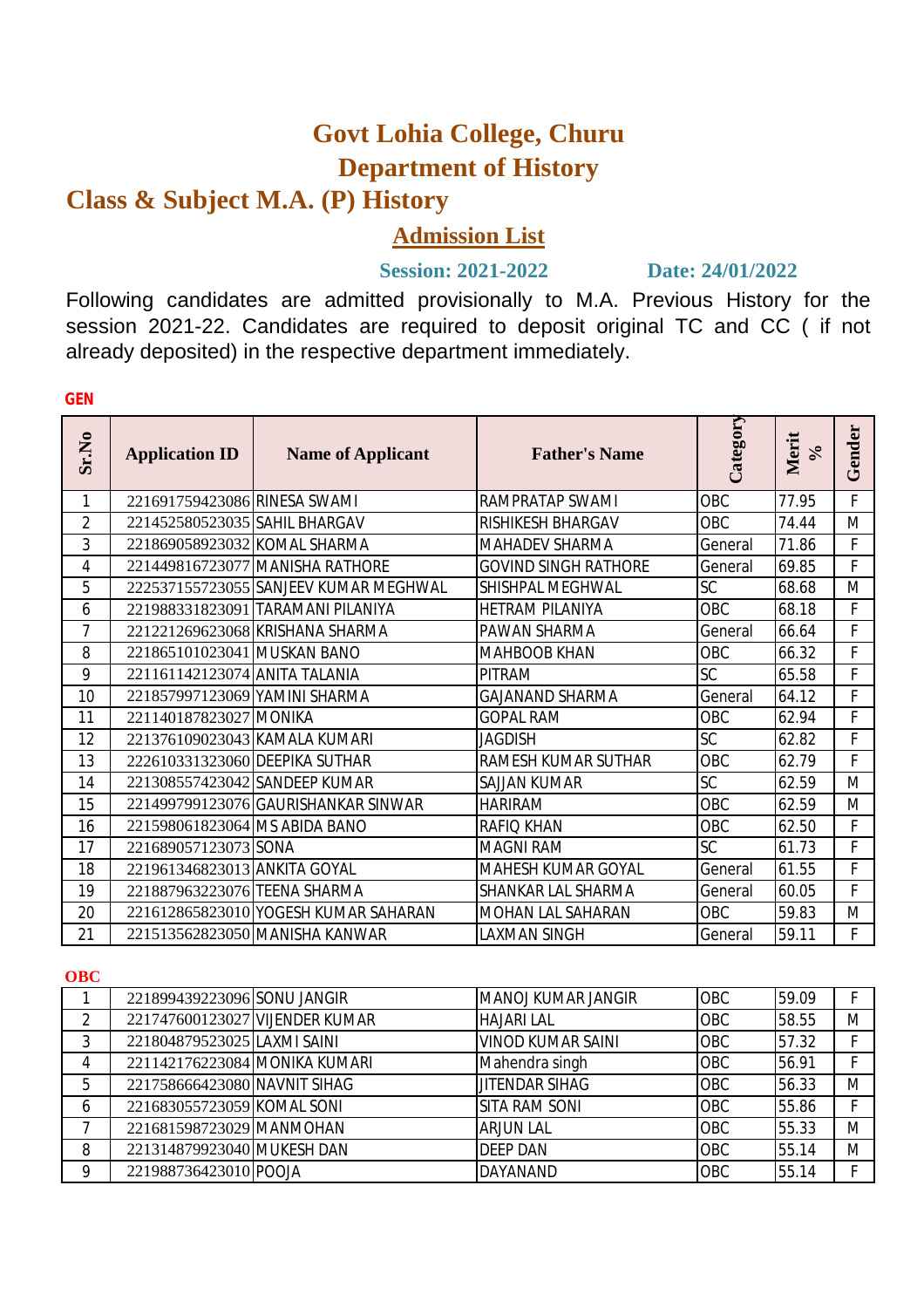# Govt Lohia College, Churu

# Department of History

## Class & Subject M.A. (P) History

### Admission List

**Session: 2021-2022** **Date: 24/01/2022**

Following candidates are admitted provisionally to M.A. Previous History for the session 2021-22. Candidates are required to deposit original TC and CC ( if not already deposited) in the respective department immediately.

**GEN**

| Sr.No | Application ID | Name of Applicant | Father's Name | Category | Merit % | Gender |
|---|---|---|---|---|---|---|
| 1 | 221691759423086 | RINESA SWAMI | RAMPRATAP SWAMI | OBC | 77.95 | F |
| 2 | 221452580523035 | SAHIL BHARGAV | RISHIKESH BHARGAV | OBC | 74.44 | M |
| 3 | 221869058923032 | KOMAL SHARMA | MAHADEV SHARMA | General | 71.86 | F |
| 4 | 221449816723077 | MANISHA RATHORE | GOVIND SINGH RATHORE | General | 69.85 | F |
| 5 | 222537155723055 | SANJEEV KUMAR MEGHWAL | SHISHPAL MEGHWAL | SC | 68.68 | M |
| 6 | 221988331823091 | TARAMANI PILANIYA | HETRAM PILANIYA | OBC | 68.18 | F |
| 7 | 221221269623068 | KRISHANA SHARMA | PAWAN SHARMA | General | 66.64 | F |
| 8 | 221865101023041 | MUSKAN BANO | MAHBOOB KHAN | OBC | 66.32 | F |
| 9 | 221161142123074 | ANITA TALANIA | PITRAM | SC | 65.58 | F |
| 10 | 221857997123069 | YAMINI SHARMA | GAJANAND SHARMA | General | 64.12 | F |
| 11 | 221140187823027 | MONIKA | GOPAL RAM | OBC | 62.94 | F |
| 12 | 221376109023043 | KAMALA KUMARI | JAGDISH | SC | 62.82 | F |
| 13 | 222610331323060 | DEEPIKA SUTHAR | RAMESH KUMAR SUTHAR | OBC | 62.79 | F |
| 14 | 221308557423042 | SANDEEP KUMAR | SAJJAN KUMAR | SC | 62.59 | M |
| 15 | 221499799123076 | GAURISHANKAR SINWAR | HARIRAM | OBC | 62.59 | M |
| 16 | 221598061823064 | MS ABIDA BANO | RAFIQ KHAN | OBC | 62.50 | F |
| 17 | 221689057123073 | SONA | MAGNI RAM | SC | 61.73 | F |
| 18 | 221961346823013 | ANKITA GOYAL | MAHESH KUMAR GOYAL | General | 61.55 | F |
| 19 | 221887963223076 | TEENA SHARMA | SHANKAR LAL SHARMA | General | 60.05 | F |
| 20 | 221612865823010 | YOGESH KUMAR SAHARAN | MOHAN LAL SAHARAN | OBC | 59.83 | M |
| 21 | 221513562823050 | MANISHA KANWAR | LAXMAN SINGH | General | 59.11 | F |

**OBC**

| Sr.No | Application ID | Name of Applicant | Father's Name | Category | Merit % | Gender |
|---|---|---|---|---|---|---|
| 1 | 221899439223096 | SONU JANGIR | MANOJ KUMAR JANGIR | OBC | 59.09 | F |
| 2 | 221747600123027 | VIJENDER KUMAR | HAJARI LAL | OBC | 58.55 | M |
| 3 | 221804879523025 | LAXMI SAINI | VINOD KUMAR SAINI | OBC | 57.32 | F |
| 4 | 221142176223084 | MONIKA KUMARI | Mahendra singh | OBC | 56.91 | F |
| 5 | 221758666423080 | NAVNIT SIHAG | JITENDAR SIHAG | OBC | 56.33 | M |
| 6 | 221683055723059 | KOMAL SONI | SITA RAM SONI | OBC | 55.86 | F |
| 7 | 221681598723029 | MANMOHAN | ARJUN LAL | OBC | 55.33 | M |
| 8 | 221314879923040 | MUKESH DAN | DEEP DAN | OBC | 55.14 | M |
| 9 | 221988736423010 | POOJA | DAYANAND | OBC | 55.14 | F |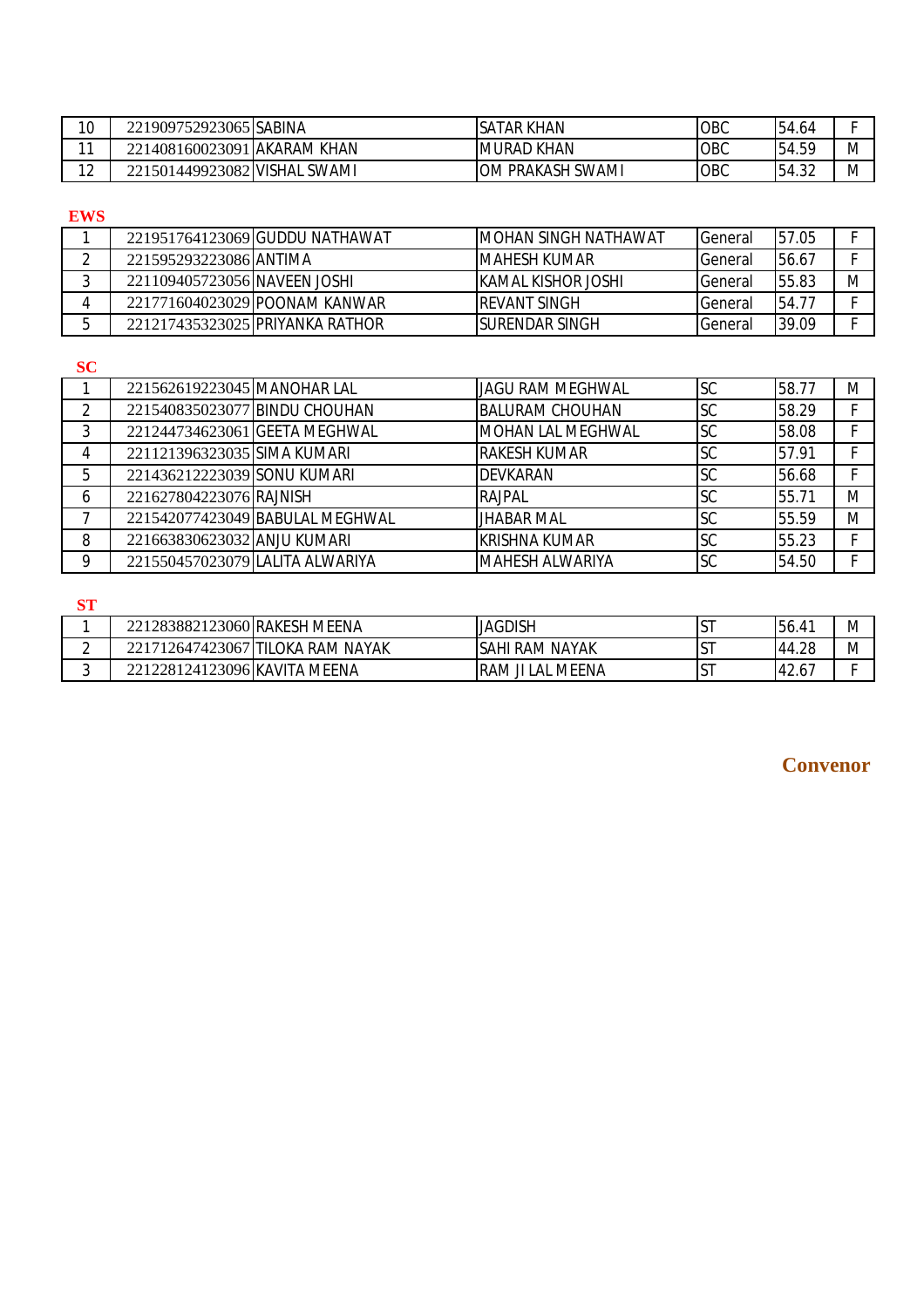| | | | | | | |
|---|---|---|---|---|---|---|
| 10 | 221909752923065 | SABINA | SATAR KHAN | OBC | 54.64 | F |
| 11 | 221408160023091 | AKARAM KHAN | MURAD KHAN | OBC | 54.59 | M |
| 12 | 221501449923082 | VISHAL SWAMI | OM PRAKASH SWAMI | OBC | 54.32 | M |

**EWS**

| | | | | | | |
|---|---|---|---|---|---|---|
| 1 | 221951764123069 | GUDDU NATHAWAT | MOHAN SINGH NATHAWAT | General | 57.05 | F |
| 2 | 221595293223086 | ANTIMA | MAHESH KUMAR | General | 56.67 | F |
| 3 | 221109405723056 | NAVEEN JOSHI | KAMAL KISHOR JOSHI | General | 55.83 | M |
| 4 | 221771604023029 | POONAM KANWAR | REVANT SINGH | General | 54.77 | F |
| 5 | 221217435323025 | PRIYANKA RATHOR | SURENDAR SINGH | General | 39.09 | F |

**SC**

| | | | | | | |
|---|---|---|---|---|---|---|
| 1 | 221562619223045 | MANOHAR LAL | JAGU RAM MEGHWAL | SC | 58.77 | M |
| 2 | 221540835023077 | BINDU CHOUHAN | BALURAM CHOUHAN | SC | 58.29 | F |
| 3 | 221244734623061 | GEETA MEGHWAL | MOHAN LAL MEGHWAL | SC | 58.08 | F |
| 4 | 221121396323035 | SIMA KUMARI | RAKESH KUMAR | SC | 57.91 | F |
| 5 | 221436212223039 | SONU KUMARI | DEVKARAN | SC | 56.68 | F |
| 6 | 221627804223076 | RAJNISH | RAJPAL | SC | 55.71 | M |
| 7 | 221542077423049 | BABULAL MEGHWAL | JHABAR MAL | SC | 55.59 | M |
| 8 | 221663830623032 | ANJU KUMARI | KRISHNA KUMAR | SC | 55.23 | F |
| 9 | 221550457023079 | LALITA ALWARIYA | MAHESH ALWARIYA | SC | 54.50 | F |

**ST**

| | | | | | | |
|---|---|---|---|---|---|---|
| 1 | 221283882123060 | RAKESH MEENA | JAGDISH | ST | 56.41 | M |
| 2 | 221712647423067 | TILOKA RAM NAYAK | SAHI RAM NAYAK | ST | 44.28 | M |
| 3 | 221228124123096 | KAVITA MEENA | RAM JI LAL MEENA | ST | 42.67 | F |

**Convenor**